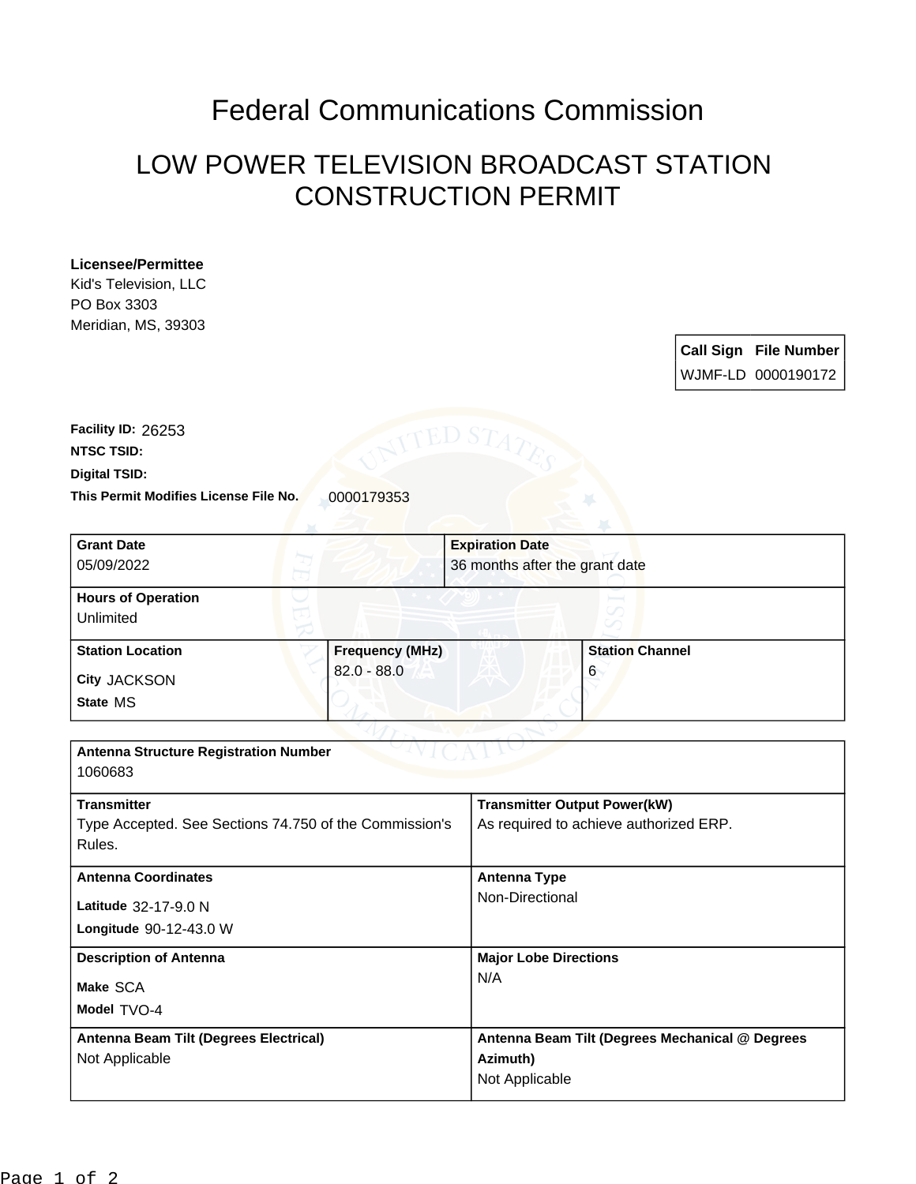# Federal Communications Commission

## LOW POWER TELEVISION BROADCAST STATION CONSTRUCTION PERMIT

**Licensee/Permittee**
Kid's Television, LLC
PO Box 3303
Meridian, MS, 39303

| Call Sign | File Number |
|---|---|
| WJMF-LD | 0000190172 |

**Facility ID:** 26253
**NTSC TSID:**
**Digital TSID:**
**This Permit Modifies License File No.** 0000179353

| **Grant Date** | **Expiration Date** | |
|---|---|---|
| 05/09/2022 | 36 months after the grant date | |
| **Hours of Operation** | | |
| Unlimited | | |
| **Station Location** | **Frequency (MHz)** | **Station Channel** |
| **City** JACKSON<br>**State** MS | 82.0 - 88.0 | 6 |

| **Antenna Structure Registration Number** | |
|---|---|
| 1060683 | |
| **Transmitter** | **Transmitter Output Power(kW)** |
| Type Accepted. See Sections 74.750 of the Commission's Rules. | As required to achieve authorized ERP. |
| **Antenna Coordinates** | **Antenna Type** |
| **Latitude** 32-17-9.0 N<br>**Longitude** 90-12-43.0 W | Non-Directional |
| **Description of Antenna** | **Major Lobe Directions** |
| **Make** SCA<br>**Model** TVO-4 | N/A |
| **Antenna Beam Tilt (Degrees Electrical)** | **Antenna Beam Tilt (Degrees Mechanical @ Degrees Azimuth)** |
| Not Applicable | Not Applicable |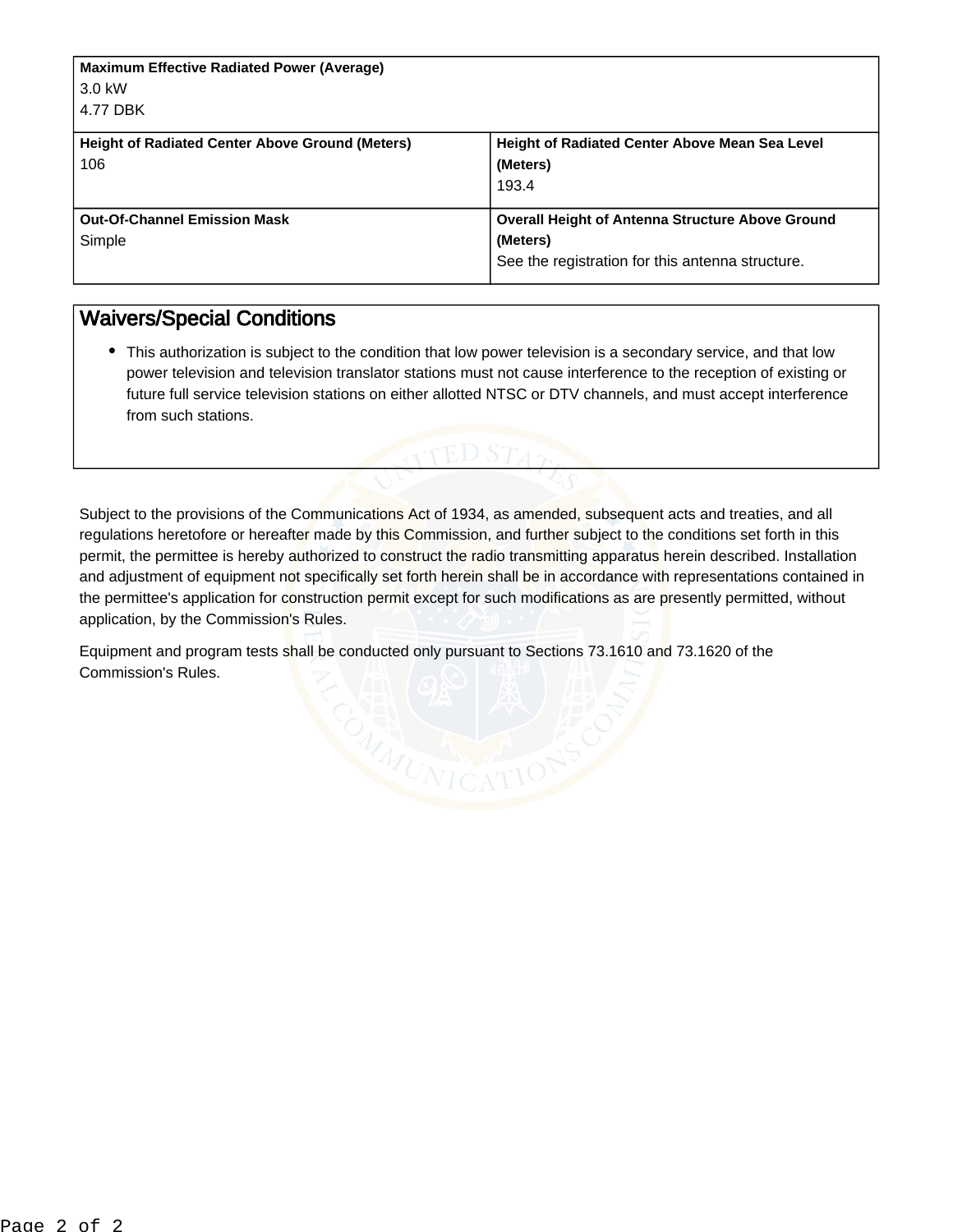| | |
|---|---|
| **Maximum Effective Radiated Power (Average)**<br>3.0 kW<br>4.77 DBK | |
| **Height of Radiated Center Above Ground (Meters)**<br>106 | **Height of Radiated Center Above Mean Sea Level (Meters)**<br>193.4 |
| **Out-Of-Channel Emission Mask**<br>Simple | **Overall Height of Antenna Structure Above Ground (Meters)**<br>See the registration for this antenna structure. |

## Waivers/Special Conditions

- This authorization is subject to the condition that low power television is a secondary service, and that low power television and television translator stations must not cause interference to the reception of existing or future full service television stations on either allotted NTSC or DTV channels, and must accept interference from such stations.

Subject to the provisions of the Communications Act of 1934, as amended, subsequent acts and treaties, and all regulations heretofore or hereafter made by this Commission, and further subject to the conditions set forth in this permit, the permittee is hereby authorized to construct the radio transmitting apparatus herein described. Installation and adjustment of equipment not specifically set forth herein shall be in accordance with representations contained in the permittee's application for construction permit except for such modifications as are presently permitted, without application, by the Commission's Rules.

Equipment and program tests shall be conducted only pursuant to Sections 73.1610 and 73.1620 of the Commission's Rules.